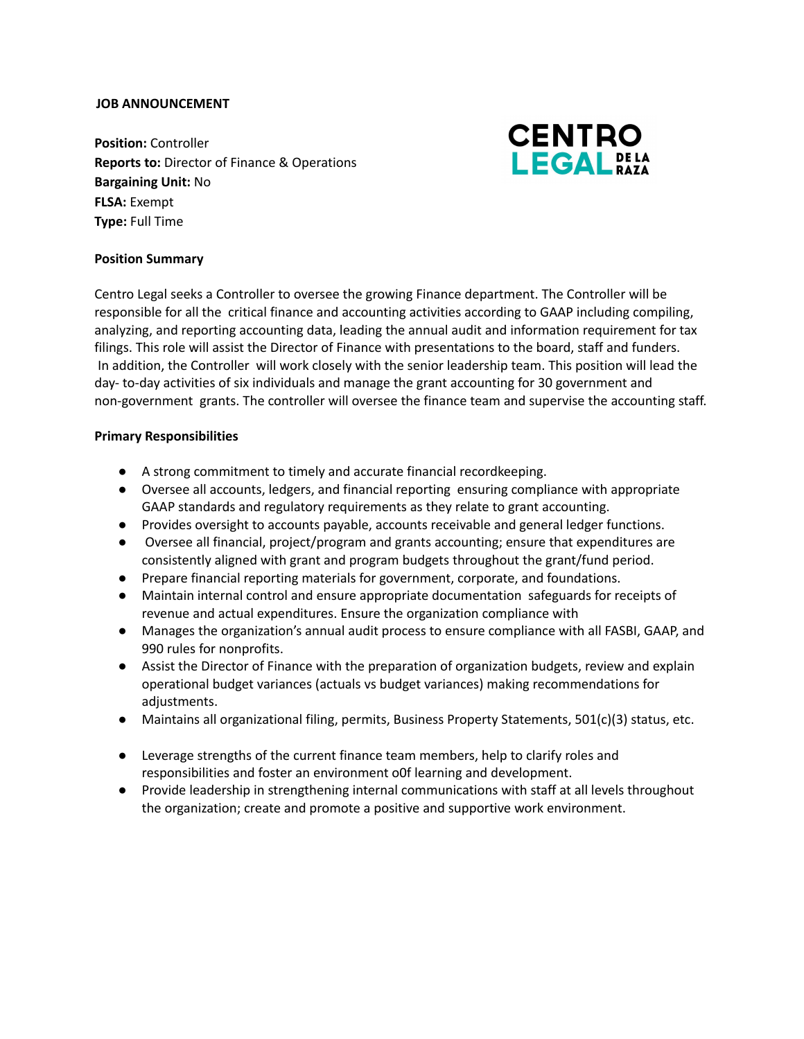**JOB ANNOUNCEMENT**

CENTRO LEGAL DE LA RAZA

**Position:** Controller
**Reports to:** Director of Finance & Operations
**Bargaining Unit:** No
**FLSA:** Exempt
**Type:** Full Time

**Position Summary**

Centro Legal seeks a Controller to oversee the growing Finance department. The Controller will be responsible for all the critical finance and accounting activities according to GAAP including compiling, analyzing, and reporting accounting data, leading the annual audit and information requirement for tax filings. This role will assist the Director of Finance with presentations to the board, staff and funders. In addition, the Controller will work closely with the senior leadership team. This position will lead the day- to-day activities of six individuals and manage the grant accounting for 30 government and non-government grants. The controller will oversee the finance team and supervise the accounting staff.

**Primary Responsibilities**

- A strong commitment to timely and accurate financial recordkeeping.
- Oversee all accounts, ledgers, and financial reporting ensuring compliance with appropriate GAAP standards and regulatory requirements as they relate to grant accounting.
- Provides oversight to accounts payable, accounts receivable and general ledger functions.
- Oversee all financial, project/program and grants accounting; ensure that expenditures are consistently aligned with grant and program budgets throughout the grant/fund period.
- Prepare financial reporting materials for government, corporate, and foundations.
- Maintain internal control and ensure appropriate documentation safeguards for receipts of revenue and actual expenditures. Ensure the organization compliance with
- Manages the organization's annual audit process to ensure compliance with all FASBI, GAAP, and 990 rules for nonprofits.
- Assist the Director of Finance with the preparation of organization budgets, review and explain operational budget variances (actuals vs budget variances) making recommendations for adjustments.
- Maintains all organizational filing, permits, Business Property Statements, 501(c)(3) status, etc.
- Leverage strengths of the current finance team members, help to clarify roles and responsibilities and foster an environment o0f learning and development.
- Provide leadership in strengthening internal communications with staff at all levels throughout the organization; create and promote a positive and supportive work environment.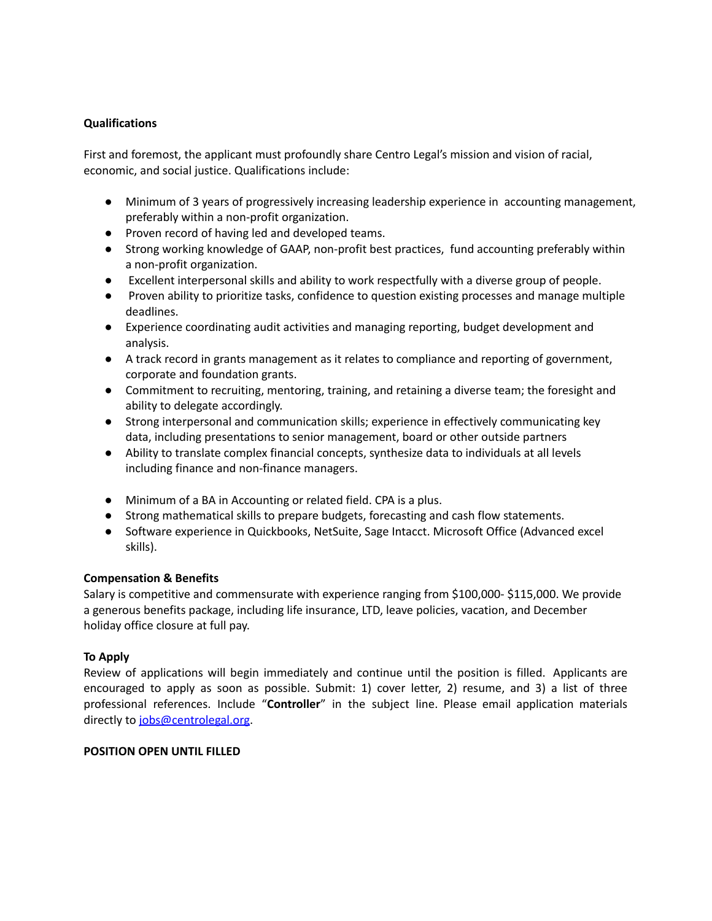**Qualifications**

First and foremost, the applicant must profoundly share Centro Legal's mission and vision of racial, economic, and social justice. Qualifications include:

- Minimum of 3 years of progressively increasing leadership experience in accounting management, preferably within a non-profit organization.
- Proven record of having led and developed teams.
- Strong working knowledge of GAAP, non-profit best practices, fund accounting preferably within a non-profit organization.
- Excellent interpersonal skills and ability to work respectfully with a diverse group of people.
- Proven ability to prioritize tasks, confidence to question existing processes and manage multiple deadlines.
- Experience coordinating audit activities and managing reporting, budget development and analysis.
- A track record in grants management as it relates to compliance and reporting of government, corporate and foundation grants.
- Commitment to recruiting, mentoring, training, and retaining a diverse team; the foresight and ability to delegate accordingly.
- Strong interpersonal and communication skills; experience in effectively communicating key data, including presentations to senior management, board or other outside partners
- Ability to translate complex financial concepts, synthesize data to individuals at all levels including finance and non-finance managers.

- Minimum of a BA in Accounting or related field. CPA is a plus.
- Strong mathematical skills to prepare budgets, forecasting and cash flow statements.
- Software experience in Quickbooks, NetSuite, Sage Intacct. Microsoft Office (Advanced excel skills).

**Compensation & Benefits**

Salary is competitive and commensurate with experience ranging from $100,000- $115,000. We provide a generous benefits package, including life insurance, LTD, leave policies, vacation, and December holiday office closure at full pay.

**To Apply**

Review of applications will begin immediately and continue until the position is filled. Applicants are encouraged to apply as soon as possible. Submit: 1) cover letter, 2) resume, and 3) a list of three professional references. Include "**Controller**" in the subject line. Please email application materials directly to jobs@centrolegal.org.

**POSITION OPEN UNTIL FILLED**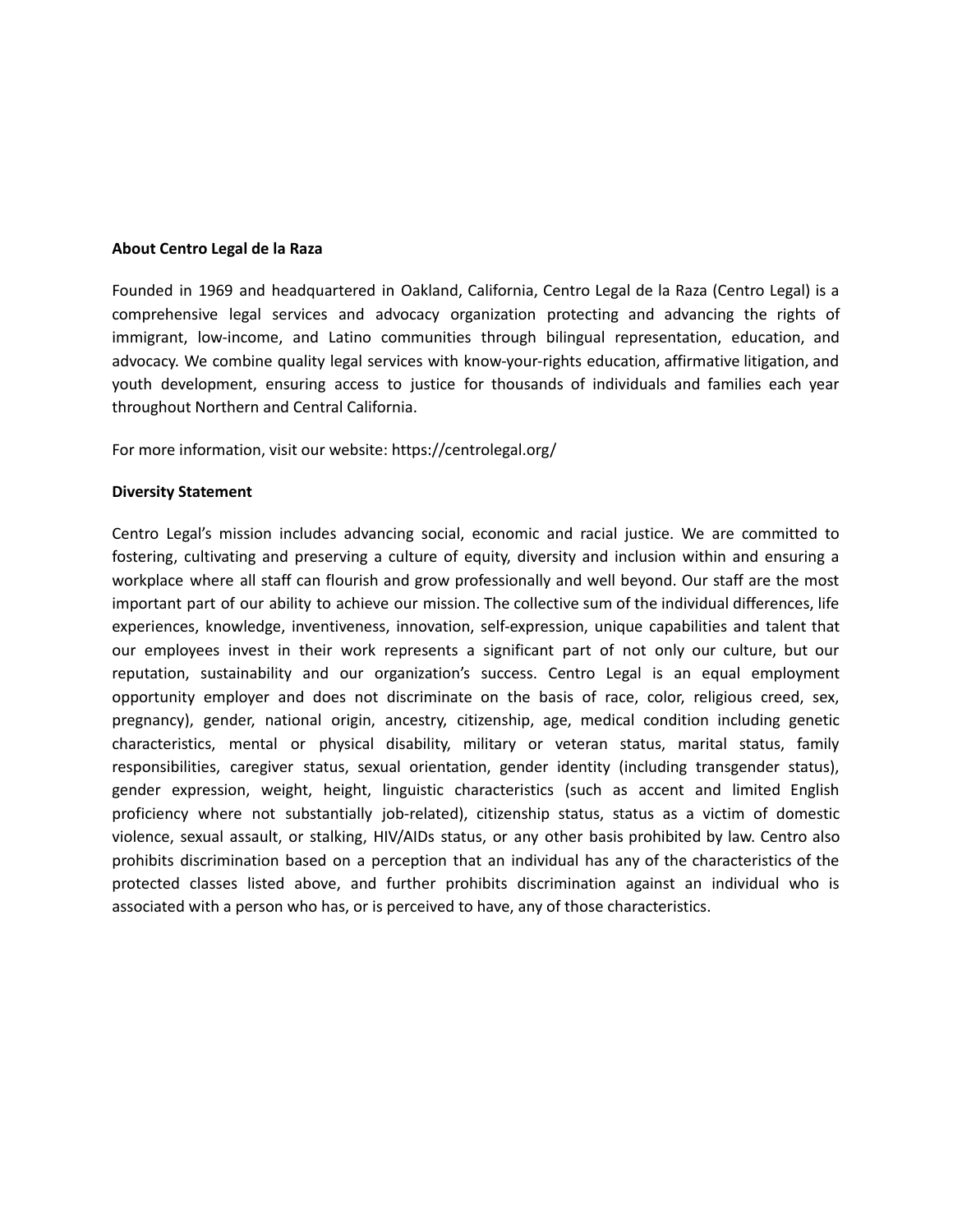**About Centro Legal de la Raza**

Founded in 1969 and headquartered in Oakland, California, Centro Legal de la Raza (Centro Legal) is a comprehensive legal services and advocacy organization protecting and advancing the rights of immigrant, low-income, and Latino communities through bilingual representation, education, and advocacy. We combine quality legal services with know-your-rights education, affirmative litigation, and youth development, ensuring access to justice for thousands of individuals and families each year throughout Northern and Central California.

For more information, visit our website: https://centrolegal.org/

**Diversity Statement**

Centro Legal's mission includes advancing social, economic and racial justice. We are committed to fostering, cultivating and preserving a culture of equity, diversity and inclusion within and ensuring a workplace where all staff can flourish and grow professionally and well beyond. Our staff are the most important part of our ability to achieve our mission. The collective sum of the individual differences, life experiences, knowledge, inventiveness, innovation, self-expression, unique capabilities and talent that our employees invest in their work represents a significant part of not only our culture, but our reputation, sustainability and our organization's success. Centro Legal is an equal employment opportunity employer and does not discriminate on the basis of race, color, religious creed, sex, pregnancy), gender, national origin, ancestry, citizenship, age, medical condition including genetic characteristics, mental or physical disability, military or veteran status, marital status, family responsibilities, caregiver status, sexual orientation, gender identity (including transgender status), gender expression, weight, height, linguistic characteristics (such as accent and limited English proficiency where not substantially job-related), citizenship status, status as a victim of domestic violence, sexual assault, or stalking, HIV/AIDs status, or any other basis prohibited by law. Centro also prohibits discrimination based on a perception that an individual has any of the characteristics of the protected classes listed above, and further prohibits discrimination against an individual who is associated with a person who has, or is perceived to have, any of those characteristics.